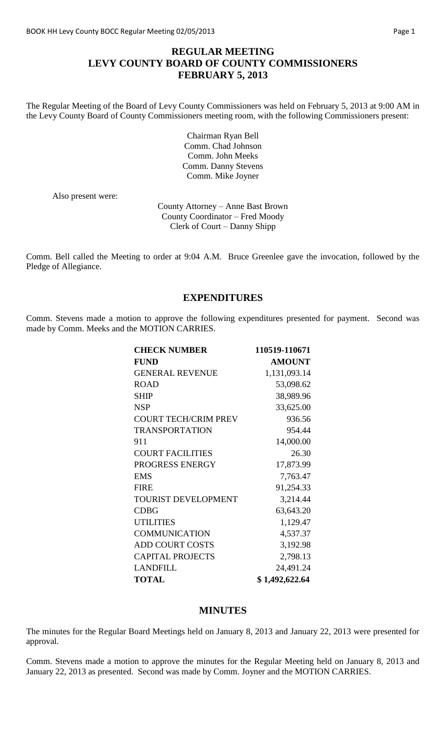# REGULAR MEETING
# LEVY COUNTY BOARD OF COUNTY COMMISSIONERS
# FEBRUARY 5, 2013

The Regular Meeting of the Board of Levy County Commissioners was held on February 5, 2013 at 9:00 AM in the Levy County Board of County Commissioners meeting room, with the following Commissioners present:

Chairman Ryan Bell
Comm. Chad Johnson
Comm. John Meeks
Comm. Danny Stevens
Comm. Mike Joyner

Also present were:

County Attorney – Anne Bast Brown
County Coordinator – Fred Moody
Clerk of Court – Danny Shipp

Comm. Bell called the Meeting to order at 9:04 A.M. Bruce Greenlee gave the invocation, followed by the Pledge of Allegiance.

## EXPENDITURES

Comm. Stevens made a motion to approve the following expenditures presented for payment. Second was made by Comm. Meeks and the MOTION CARRIES.

| **CHECK NUMBER** | **110519-110671** |
|---|---|
| **FUND** | **AMOUNT** |
| GENERAL REVENUE | 1,131,093.14 |
| ROAD | 53,098.62 |
| SHIP | 38,989.96 |
| NSP | 33,625.00 |
| COURT TECH/CRIM PREV | 936.56 |
| TRANSPORTATION | 954.44 |
| 911 | 14,000.00 |
| COURT FACILITIES | 26.30 |
| PROGRESS ENERGY | 17,873.99 |
| EMS | 7,763.47 |
| FIRE | 91,254.33 |
| TOURIST DEVELOPMENT | 3,214.44 |
| CDBG | 63,643.20 |
| UTILITIES | 1,129.47 |
| COMMUNICATION | 4,537.37 |
| ADD COURT COSTS | 3,192.98 |
| CAPITAL PROJECTS | 2,798.13 |
| LANDFILL | 24,491.24 |
| **TOTAL** | **$ 1,492,622.64** |

## MINUTES

The minutes for the Regular Board Meetings held on January 8, 2013 and January 22, 2013 were presented for approval.

Comm. Stevens made a motion to approve the minutes for the Regular Meeting held on January 8, 2013 and January 22, 2013 as presented. Second was made by Comm. Joyner and the MOTION CARRIES.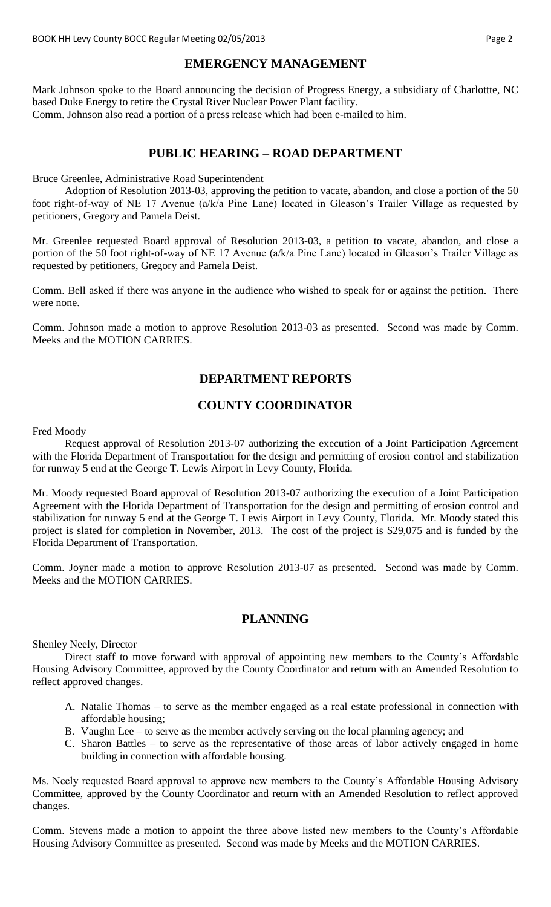## EMERGENCY MANAGEMENT

Mark Johnson spoke to the Board announcing the decision of Progress Energy, a subsidiary of Charlottte, NC based Duke Energy to retire the Crystal River Nuclear Power Plant facility.
Comm. Johnson also read a portion of a press release which had been e-mailed to him.

## PUBLIC HEARING – ROAD DEPARTMENT

Bruce Greenlee, Administrative Road Superintendent

Adoption of Resolution 2013-03, approving the petition to vacate, abandon, and close a portion of the 50 foot right-of-way of NE 17 Avenue (a/k/a Pine Lane) located in Gleason's Trailer Village as requested by petitioners, Gregory and Pamela Deist.

Mr. Greenlee requested Board approval of Resolution 2013-03, a petition to vacate, abandon, and close a portion of the 50 foot right-of-way of NE 17 Avenue (a/k/a Pine Lane) located in Gleason's Trailer Village as requested by petitioners, Gregory and Pamela Deist.

Comm. Bell asked if there was anyone in the audience who wished to speak for or against the petition. There were none.

Comm. Johnson made a motion to approve Resolution 2013-03 as presented. Second was made by Comm. Meeks and the MOTION CARRIES.

## DEPARTMENT REPORTS

## COUNTY COORDINATOR

Fred Moody

Request approval of Resolution 2013-07 authorizing the execution of a Joint Participation Agreement with the Florida Department of Transportation for the design and permitting of erosion control and stabilization for runway 5 end at the George T. Lewis Airport in Levy County, Florida.

Mr. Moody requested Board approval of Resolution 2013-07 authorizing the execution of a Joint Participation Agreement with the Florida Department of Transportation for the design and permitting of erosion control and stabilization for runway 5 end at the George T. Lewis Airport in Levy County, Florida. Mr. Moody stated this project is slated for completion in November, 2013. The cost of the project is $29,075 and is funded by the Florida Department of Transportation.

Comm. Joyner made a motion to approve Resolution 2013-07 as presented. Second was made by Comm. Meeks and the MOTION CARRIES.

## PLANNING

Shenley Neely, Director

Direct staff to move forward with approval of appointing new members to the County's Affordable Housing Advisory Committee, approved by the County Coordinator and return with an Amended Resolution to reflect approved changes.

A. Natalie Thomas – to serve as the member engaged as a real estate professional in connection with affordable housing;
B. Vaughn Lee – to serve as the member actively serving on the local planning agency; and
C. Sharon Battles – to serve as the representative of those areas of labor actively engaged in home building in connection with affordable housing.

Ms. Neely requested Board approval to approve new members to the County's Affordable Housing Advisory Committee, approved by the County Coordinator and return with an Amended Resolution to reflect approved changes.

Comm. Stevens made a motion to appoint the three above listed new members to the County's Affordable Housing Advisory Committee as presented. Second was made by Meeks and the MOTION CARRIES.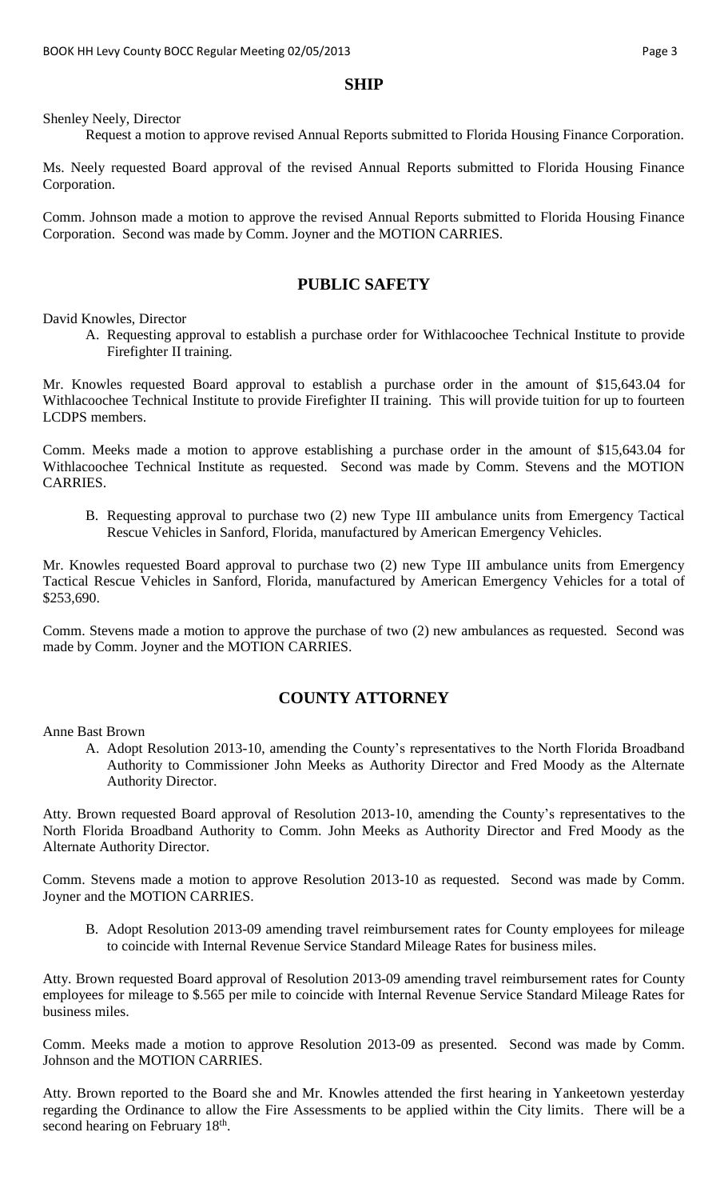## SHIP

Shenley Neely, Director

Request a motion to approve revised Annual Reports submitted to Florida Housing Finance Corporation.

Ms. Neely requested Board approval of the revised Annual Reports submitted to Florida Housing Finance Corporation.

Comm. Johnson made a motion to approve the revised Annual Reports submitted to Florida Housing Finance Corporation. Second was made by Comm. Joyner and the MOTION CARRIES.

## PUBLIC SAFETY

David Knowles, Director

A. Requesting approval to establish a purchase order for Withlacoochee Technical Institute to provide Firefighter II training.

Mr. Knowles requested Board approval to establish a purchase order in the amount of $15,643.04 for Withlacoochee Technical Institute to provide Firefighter II training. This will provide tuition for up to fourteen LCDPS members.

Comm. Meeks made a motion to approve establishing a purchase order in the amount of $15,643.04 for Withlacoochee Technical Institute as requested. Second was made by Comm. Stevens and the MOTION CARRIES.

B. Requesting approval to purchase two (2) new Type III ambulance units from Emergency Tactical Rescue Vehicles in Sanford, Florida, manufactured by American Emergency Vehicles.

Mr. Knowles requested Board approval to purchase two (2) new Type III ambulance units from Emergency Tactical Rescue Vehicles in Sanford, Florida, manufactured by American Emergency Vehicles for a total of $253,690.

Comm. Stevens made a motion to approve the purchase of two (2) new ambulances as requested. Second was made by Comm. Joyner and the MOTION CARRIES.

## COUNTY ATTORNEY

Anne Bast Brown

A. Adopt Resolution 2013-10, amending the County's representatives to the North Florida Broadband Authority to Commissioner John Meeks as Authority Director and Fred Moody as the Alternate Authority Director.

Atty. Brown requested Board approval of Resolution 2013-10, amending the County's representatives to the North Florida Broadband Authority to Comm. John Meeks as Authority Director and Fred Moody as the Alternate Authority Director.

Comm. Stevens made a motion to approve Resolution 2013-10 as requested. Second was made by Comm. Joyner and the MOTION CARRIES.

B. Adopt Resolution 2013-09 amending travel reimbursement rates for County employees for mileage to coincide with Internal Revenue Service Standard Mileage Rates for business miles.

Atty. Brown requested Board approval of Resolution 2013-09 amending travel reimbursement rates for County employees for mileage to $.565 per mile to coincide with Internal Revenue Service Standard Mileage Rates for business miles.

Comm. Meeks made a motion to approve Resolution 2013-09 as presented. Second was made by Comm. Johnson and the MOTION CARRIES.

Atty. Brown reported to the Board she and Mr. Knowles attended the first hearing in Yankeetown yesterday regarding the Ordinance to allow the Fire Assessments to be applied within the City limits. There will be a second hearing on February 18th.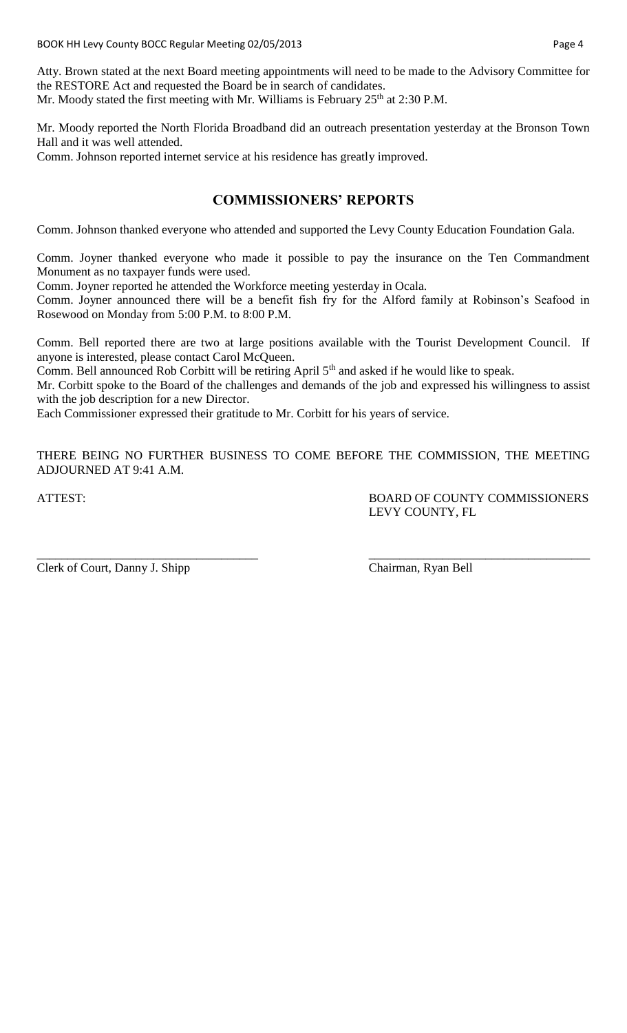Atty. Brown stated at the next Board meeting appointments will need to be made to the Advisory Committee for the RESTORE Act and requested the Board be in search of candidates.
Mr. Moody stated the first meeting with Mr. Williams is February 25th at 2:30 P.M.

Mr. Moody reported the North Florida Broadband did an outreach presentation yesterday at the Bronson Town Hall and it was well attended.
Comm. Johnson reported internet service at his residence has greatly improved.

## COMMISSIONERS' REPORTS

Comm. Johnson thanked everyone who attended and supported the Levy County Education Foundation Gala.

Comm. Joyner thanked everyone who made it possible to pay the insurance on the Ten Commandment Monument as no taxpayer funds were used.
Comm. Joyner reported he attended the Workforce meeting yesterday in Ocala.
Comm. Joyner announced there will be a benefit fish fry for the Alford family at Robinson's Seafood in Rosewood on Monday from 5:00 P.M. to 8:00 P.M.

Comm. Bell reported there are two at large positions available with the Tourist Development Council. If anyone is interested, please contact Carol McQueen.
Comm. Bell announced Rob Corbitt will be retiring April 5th and asked if he would like to speak.
Mr. Corbitt spoke to the Board of the challenges and demands of the job and expressed his willingness to assist with the job description for a new Director.
Each Commissioner expressed their gratitude to Mr. Corbitt for his years of service.

THERE BEING NO FURTHER BUSINESS TO COME BEFORE THE COMMISSION, THE MEETING ADJOURNED AT 9:41 A.M.

ATTEST:

BOARD OF COUNTY COMMISSIONERS
LEVY COUNTY, FL

\_\_\_\_\_\_\_\_\_\_\_\_\_\_\_\_\_\_\_\_\_\_\_\_\_\_\_\_\_\_\_\_\_\_\_\_
Clerk of Court, Danny J. Shipp

\_\_\_\_\_\_\_\_\_\_\_\_\_\_\_\_\_\_\_\_\_\_\_\_\_\_\_\_\_\_\_\_\_\_\_\_
Chairman, Ryan Bell